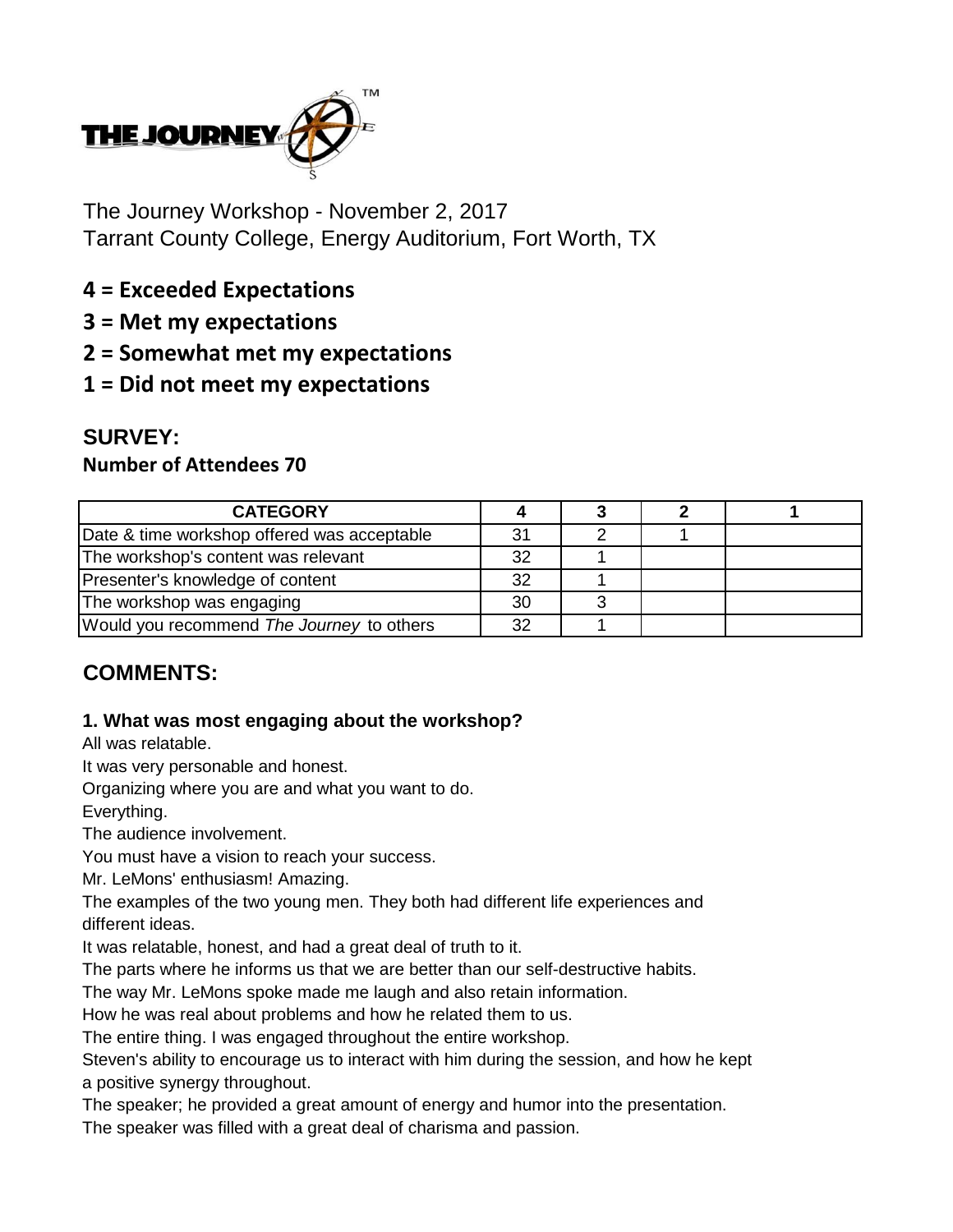THE JOURNEY™

The Journey Workshop - November 2, 2017
Tarrant County College, Energy Auditorium, Fort Worth, TX

**4 = Exceeded Expectations**
**3 = Met my expectations**
**2 = Somewhat met my expectations**
**1 = Did not meet my expectations**

## SURVEY:

**Number of Attendees 70**

| CATEGORY | 4 | 3 | 2 | 1 |
|---|---|---|---|---|
| Date & time workshop offered was acceptable | 31 | 2 | 1 | |
| The workshop's content was relevant | 32 | 1 | | |
| Presenter's knowledge of content | 32 | 1 | | |
| The workshop was engaging | 30 | 3 | | |
| Would you recommend *The Journey* to others | 32 | 1 | | |

## COMMENTS:

### 1. What was most engaging about the workshop?

All was relatable.
It was very personable and honest.
Organizing where you are and what you want to do.
Everything.
The audience involvement.
You must have a vision to reach your success.
Mr. LeMons' enthusiasm! Amazing.
The examples of the two young men. They both had different life experiences and different ideas.
It was relatable, honest, and had a great deal of truth to it.
The parts where he informs us that we are better than our self-destructive habits.
The way Mr. LeMons spoke made me laugh and also retain information.
How he was real about problems and how he related them to us.
The entire thing. I was engaged throughout the entire workshop.
Steven's ability to encourage us to interact with him during the session, and how he kept a positive synergy throughout.
The speaker; he provided a great amount of energy and humor into the presentation.
The speaker was filled with a great deal of charisma and passion.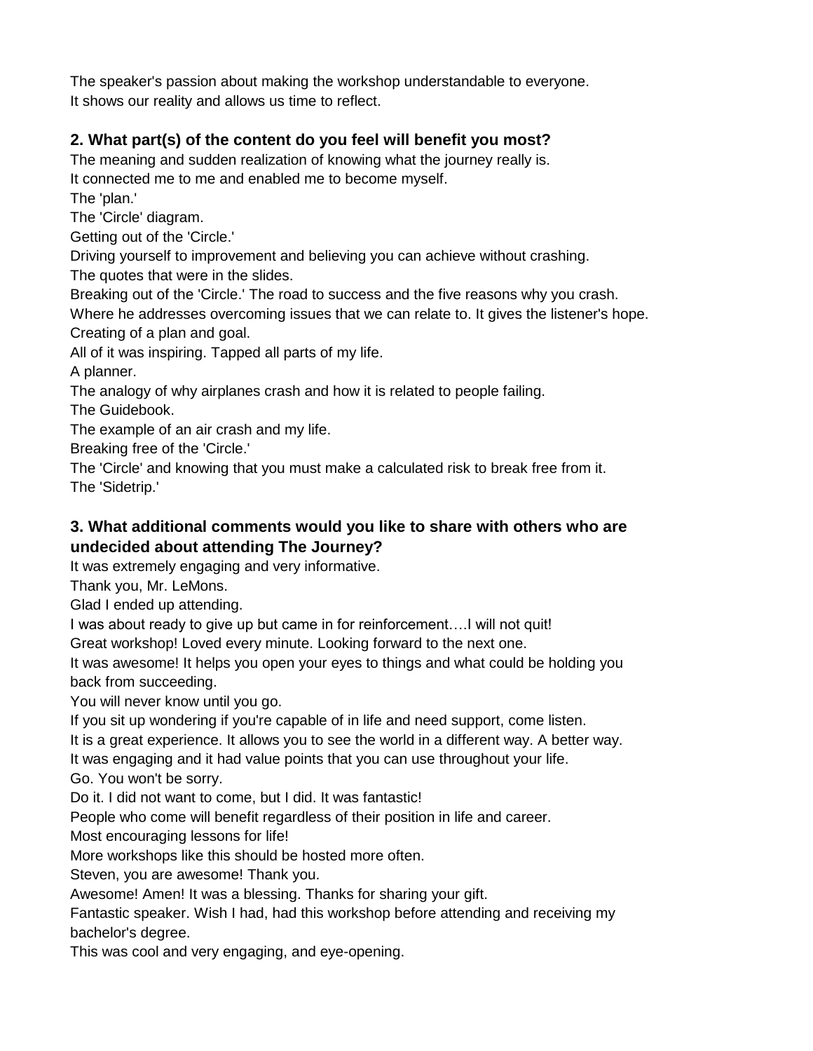The speaker's passion about making the workshop understandable to everyone.
It shows our reality and allows us time to reflect.

**2. What part(s) of the content do you feel will benefit you most?**

The meaning and sudden realization of knowing what the journey really is.
It connected me to me and enabled me to become myself.
The 'plan.'
The 'Circle' diagram.
Getting out of the 'Circle.'
Driving yourself to improvement and believing you can achieve without crashing.
The quotes that were in the slides.
Breaking out of the 'Circle.' The road to success and the five reasons why you crash.
Where he addresses overcoming issues that we can relate to. It gives the listener's hope.
Creating of a plan and goal.
All of it was inspiring. Tapped all parts of my life.
A planner.
The analogy of why airplanes crash and how it is related to people failing.
The Guidebook.
The example of an air crash and my life.
Breaking free of the 'Circle.'
The 'Circle' and knowing that you must make a calculated risk to break free from it.
The 'Sidetrip.'

**3. What additional comments would you like to share with others who are undecided about attending The Journey?**

It was extremely engaging and very informative.
Thank you, Mr. LeMons.
Glad I ended up attending.
I was about ready to give up but came in for reinforcement….I will not quit!
Great workshop! Loved every minute. Looking forward to the next one.
It was awesome! It helps you open your eyes to things and what could be holding you back from succeeding.
You will never know until you go.
If you sit up wondering if you're capable of in life and need support, come listen.
It is a great experience. It allows you to see the world in a different way. A better way.
It was engaging and it had value points that you can use throughout your life.
Go. You won't be sorry.
Do it. I did not want to come, but I did. It was fantastic!
People who come will benefit regardless of their position in life and career.
Most encouraging lessons for life!
More workshops like this should be hosted more often.
Steven, you are awesome! Thank you.
Awesome! Amen! It was a blessing. Thanks for sharing your gift.
Fantastic speaker. Wish I had, had this workshop before attending and receiving my bachelor's degree.
This was cool and very engaging, and eye-opening.